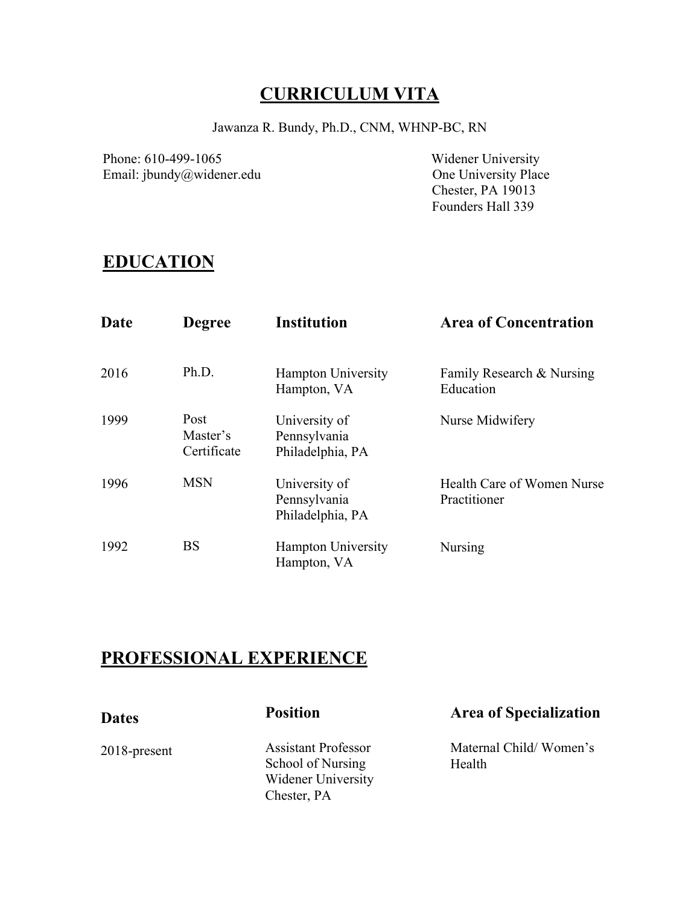# CURRICULUM VITA

Jawanza R. Bundy, Ph.D., CNM, WHNP-BC, RN

Phone: 610-499-1065
Email: jbundy@widener.edu

Widener University
One University Place
Chester, PA 19013
Founders Hall 339

## EDUCATION

| Date | Degree | Institution | Area of Concentration |
|---|---|---|---|
| 2016 | Ph.D. | Hampton University<br>Hampton, VA | Family Research & Nursing Education |
| 1999 | Post Master's Certificate | University of Pennsylvania<br>Philadelphia, PA | Nurse Midwifery |
| 1996 | MSN | University of Pennsylvania<br>Philadelphia, PA | Health Care of Women Nurse Practitioner |
| 1992 | BS | Hampton University<br>Hampton, VA | Nursing |

## PROFESSIONAL EXPERIENCE

| Dates | Position | Area of Specialization |
|---|---|---|
| 2018-present | Assistant Professor<br>School of Nursing<br>Widener University<br>Chester, PA | Maternal Child/ Women's Health |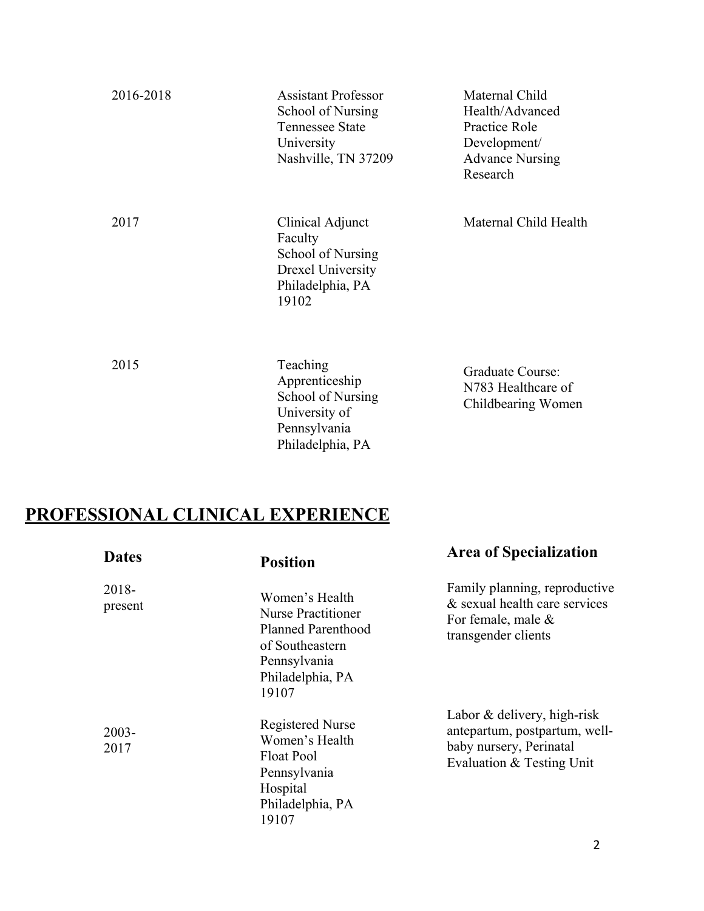| | | |
|---|---|---|
| 2016-2018 | Assistant Professor School of Nursing Tennessee State University Nashville, TN 37209 | Maternal Child Health/Advanced Practice Role Development/ Advance Nursing Research |
| 2017 | Clinical Adjunct Faculty School of Nursing Drexel University Philadelphia, PA 19102 | Maternal Child Health |
| 2015 | Teaching Apprenticeship School of Nursing University of Pennsylvania Philadelphia, PA | Graduate Course: N783 Healthcare of Childbearing Women |

## PROFESSIONAL CLINICAL EXPERIENCE

| Dates | Position | Area of Specialization |
|---|---|---|
| 2018-present | Women's Health Nurse Practitioner Planned Parenthood of Southeastern Pennsylvania Philadelphia, PA 19107 | Family planning, reproductive & sexual health care services For female, male & transgender clients |
| 2003-2017 | Registered Nurse Women's Health Float Pool Pennsylvania Hospital Philadelphia, PA 19107 | Labor & delivery, high-risk antepartum, postpartum, well-baby nursery, Perinatal Evaluation & Testing Unit |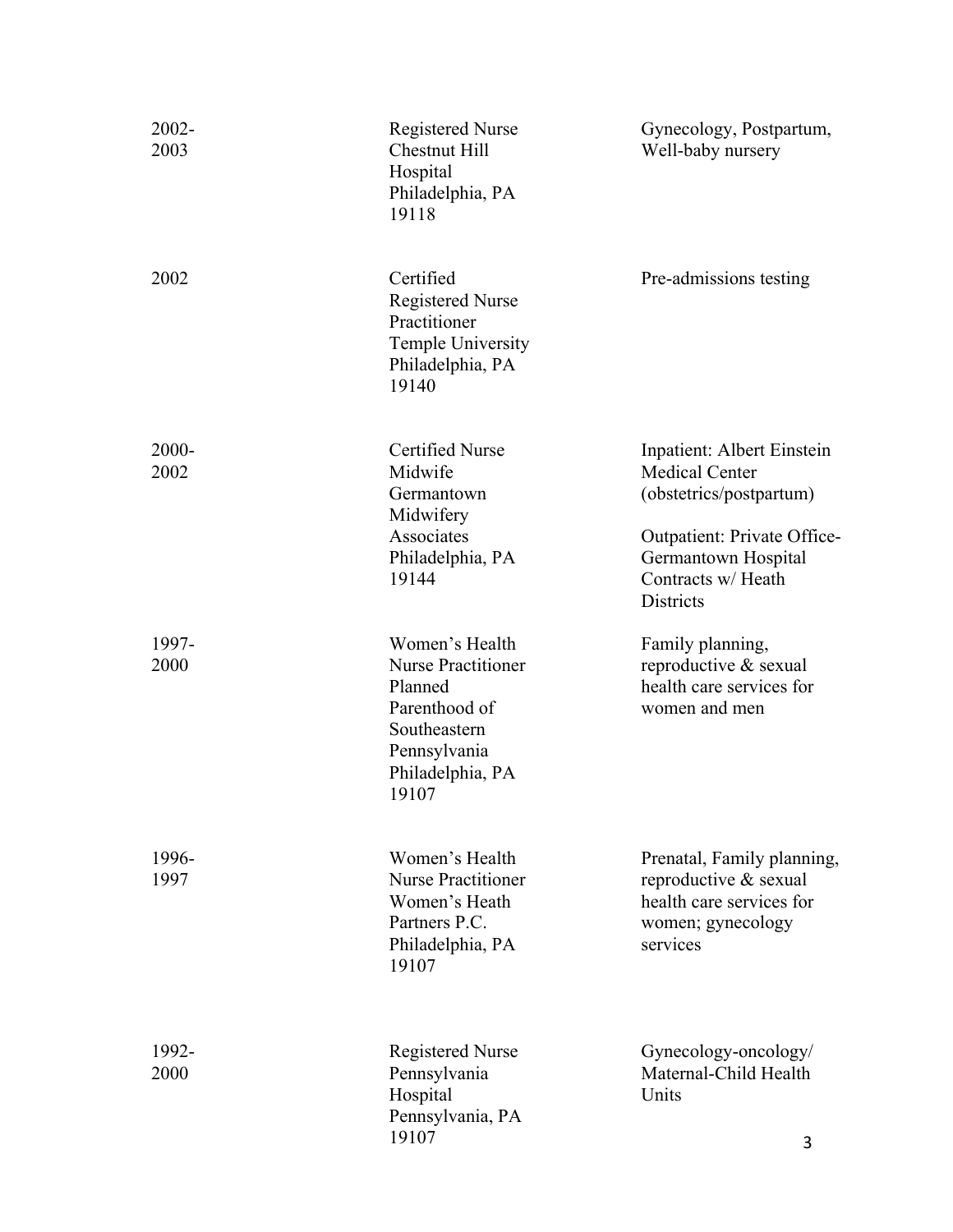| | | |
|---|---|---|
| 2002-2003 | Registered Nurse<br>Chestnut Hill Hospital<br>Philadelphia, PA 19118 | Gynecology, Postpartum, Well-baby nursery |
| 2002 | Certified Registered Nurse Practitioner<br>Temple University<br>Philadelphia, PA 19140 | Pre-admissions testing |
| 2000-2002 | Certified Nurse Midwife<br>Germantown Midwifery Associates<br>Philadelphia, PA 19144 | Inpatient: Albert Einstein Medical Center (obstetrics/postpartum)<br><br>Outpatient: Private Office-Germantown Hospital Contracts w/ Heath Districts |
| 1997-2000 | Women's Health Nurse Practitioner<br>Planned Parenthood of Southeastern Pennsylvania<br>Philadelphia, PA 19107 | Family planning, reproductive & sexual health care services for women and men |
| 1996-1997 | Women's Health Nurse Practitioner<br>Women's Heath Partners P.C.<br>Philadelphia, PA 19107 | Prenatal, Family planning, reproductive & sexual health care services for women; gynecology services |
| 1992-2000 | Registered Nurse<br>Pennsylvania Hospital<br>Pennsylvania, PA 19107 | Gynecology-oncology/ Maternal-Child Health Units |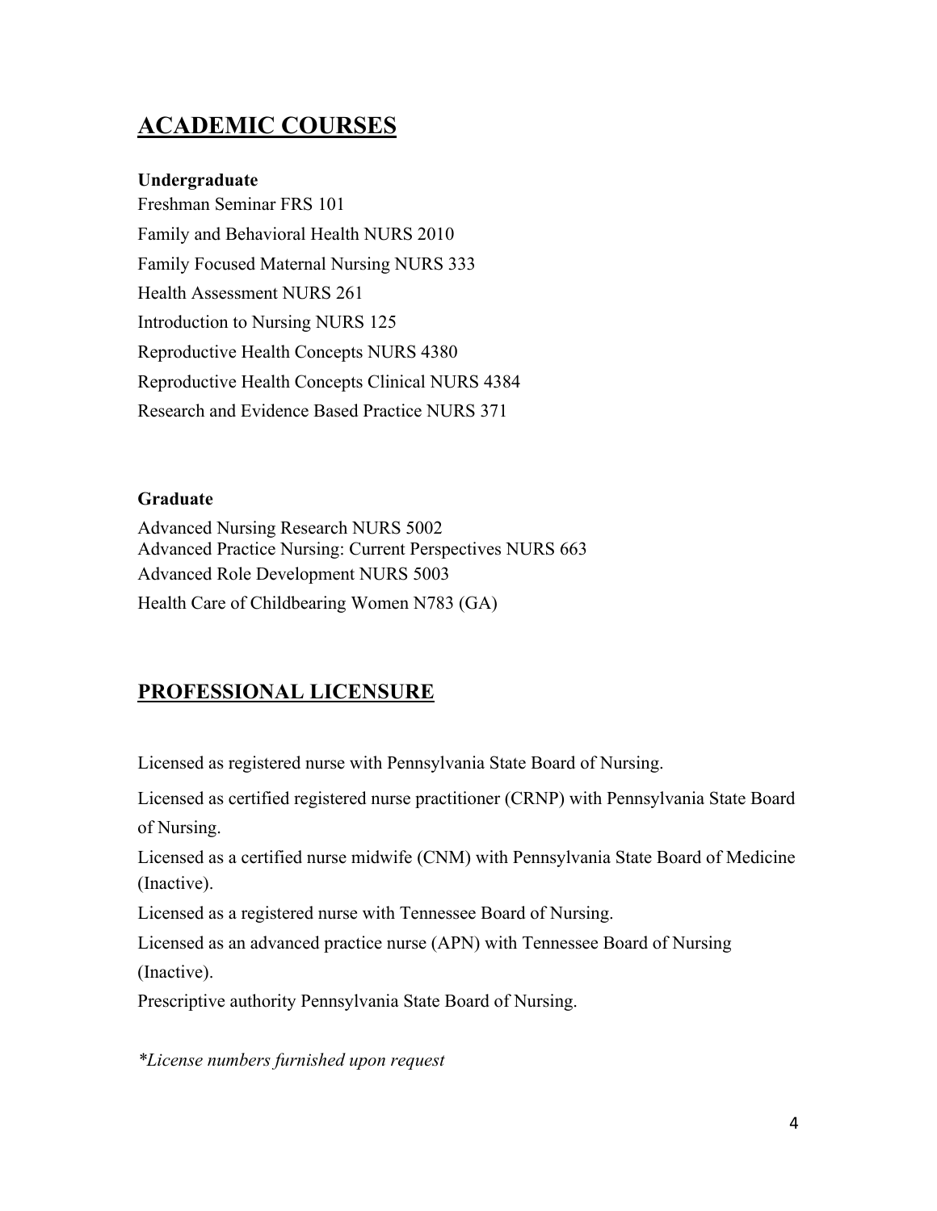## ACADEMIC COURSES

**Undergraduate**

Freshman Seminar FRS 101

Family and Behavioral Health NURS 2010

Family Focused Maternal Nursing NURS 333

Health Assessment NURS 261

Introduction to Nursing NURS 125

Reproductive Health Concepts NURS 4380

Reproductive Health Concepts Clinical NURS 4384

Research and Evidence Based Practice NURS 371

**Graduate**

Advanced Nursing Research NURS 5002

Advanced Practice Nursing: Current Perspectives NURS 663

Advanced Role Development NURS 5003

Health Care of Childbearing Women N783 (GA)

## PROFESSIONAL LICENSURE

Licensed as registered nurse with Pennsylvania State Board of Nursing.

Licensed as certified registered nurse practitioner (CRNP) with Pennsylvania State Board of Nursing.

Licensed as a certified nurse midwife (CNM) with Pennsylvania State Board of Medicine (Inactive).

Licensed as a registered nurse with Tennessee Board of Nursing.

Licensed as an advanced practice nurse (APN) with Tennessee Board of Nursing (Inactive).

Prescriptive authority Pennsylvania State Board of Nursing.

*\*License numbers furnished upon request*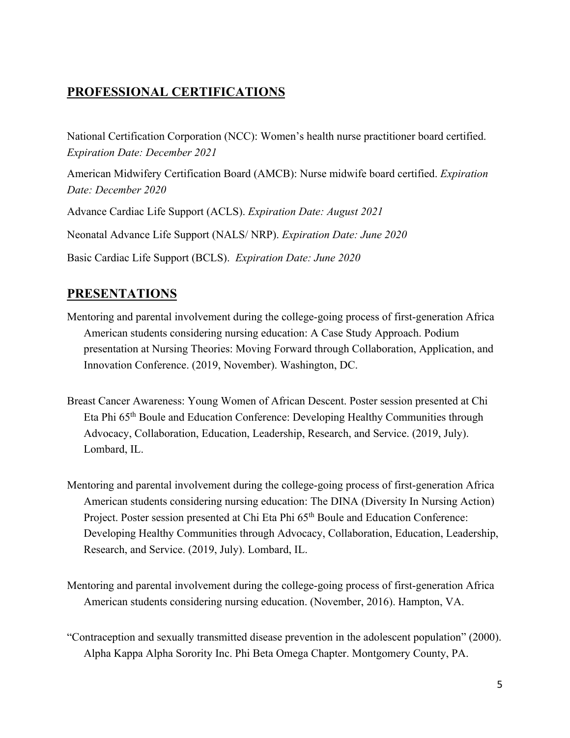## PROFESSIONAL CERTIFICATIONS

National Certification Corporation (NCC): Women's health nurse practitioner board certified. *Expiration Date: December 2021*

American Midwifery Certification Board (AMCB): Nurse midwife board certified. *Expiration Date: December 2020*

Advance Cardiac Life Support (ACLS). *Expiration Date: August 2021*

Neonatal Advance Life Support (NALS/ NRP). *Expiration Date: June 2020*

Basic Cardiac Life Support (BCLS). *Expiration Date: June 2020*

## PRESENTATIONS

Mentoring and parental involvement during the college-going process of first-generation Africa American students considering nursing education: A Case Study Approach. Podium presentation at Nursing Theories: Moving Forward through Collaboration, Application, and Innovation Conference. (2019, November). Washington, DC.

Breast Cancer Awareness: Young Women of African Descent. Poster session presented at Chi Eta Phi 65th Boule and Education Conference: Developing Healthy Communities through Advocacy, Collaboration, Education, Leadership, Research, and Service. (2019, July). Lombard, IL.

Mentoring and parental involvement during the college-going process of first-generation Africa American students considering nursing education: The DINA (Diversity In Nursing Action) Project. Poster session presented at Chi Eta Phi 65th Boule and Education Conference: Developing Healthy Communities through Advocacy, Collaboration, Education, Leadership, Research, and Service. (2019, July). Lombard, IL.

Mentoring and parental involvement during the college-going process of first-generation Africa American students considering nursing education. (November, 2016). Hampton, VA.

"Contraception and sexually transmitted disease prevention in the adolescent population" (2000). Alpha Kappa Alpha Sorority Inc. Phi Beta Omega Chapter. Montgomery County, PA.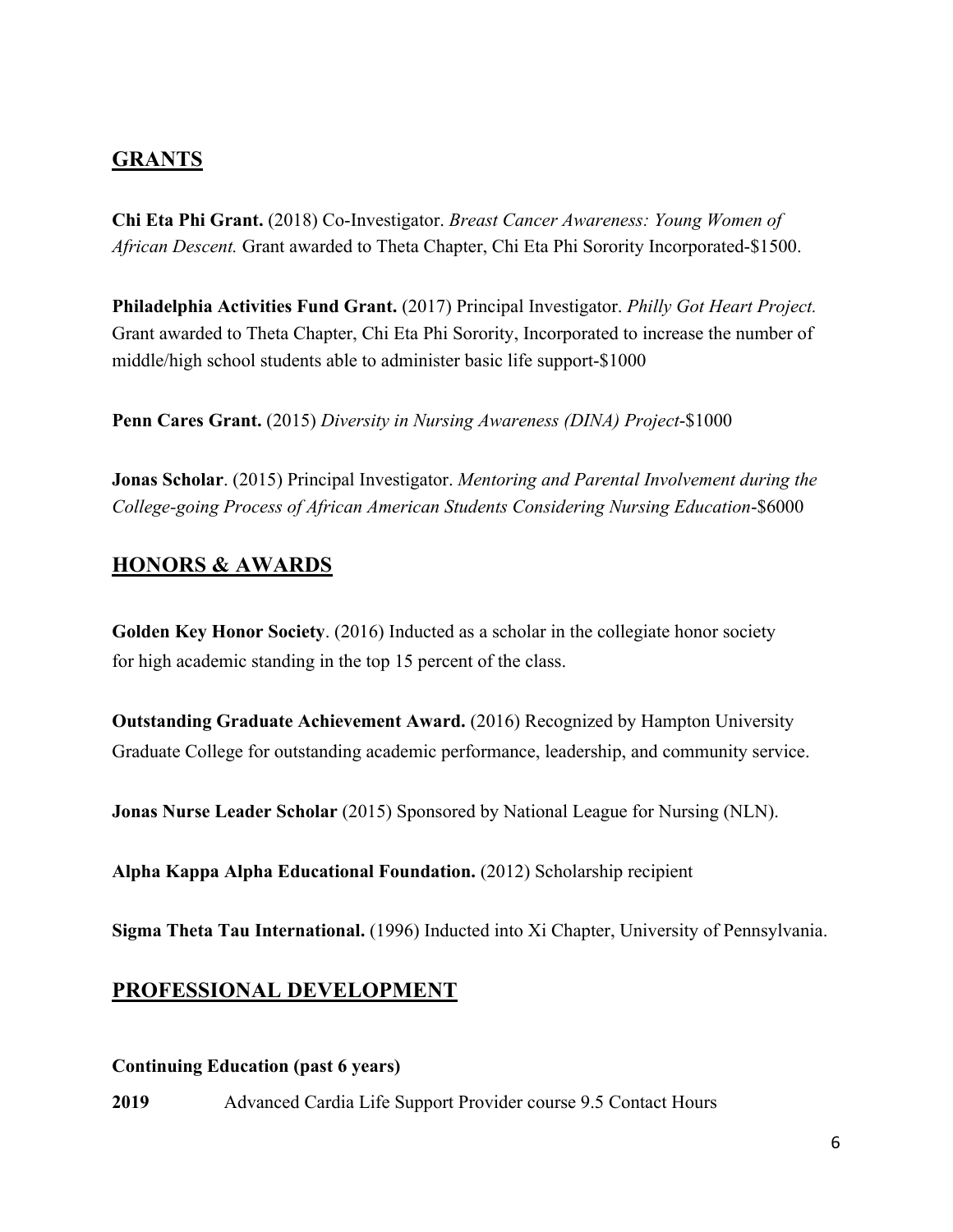## GRANTS

**Chi Eta Phi Grant.** (2018) Co-Investigator. *Breast Cancer Awareness: Young Women of African Descent.* Grant awarded to Theta Chapter, Chi Eta Phi Sorority Incorporated-$1500.

**Philadelphia Activities Fund Grant.** (2017) Principal Investigator. *Philly Got Heart Project.* Grant awarded to Theta Chapter, Chi Eta Phi Sorority, Incorporated to increase the number of middle/high school students able to administer basic life support-$1000

**Penn Cares Grant.** (2015) *Diversity in Nursing Awareness (DINA) Project*-$1000

**Jonas Scholar**. (2015) Principal Investigator. *Mentoring and Parental Involvement during the College-going Process of African American Students Considering Nursing Education*-$6000

## HONORS & AWARDS

**Golden Key Honor Society**. (2016) Inducted as a scholar in the collegiate honor society for high academic standing in the top 15 percent of the class.

**Outstanding Graduate Achievement Award.** (2016) Recognized by Hampton University Graduate College for outstanding academic performance, leadership, and community service.

**Jonas Nurse Leader Scholar** (2015) Sponsored by National League for Nursing (NLN).

**Alpha Kappa Alpha Educational Foundation.** (2012) Scholarship recipient

**Sigma Theta Tau International.** (1996) Inducted into Xi Chapter, University of Pennsylvania.

## PROFESSIONAL DEVELOPMENT

**Continuing Education (past 6 years)**

**2019** Advanced Cardia Life Support Provider course 9.5 Contact Hours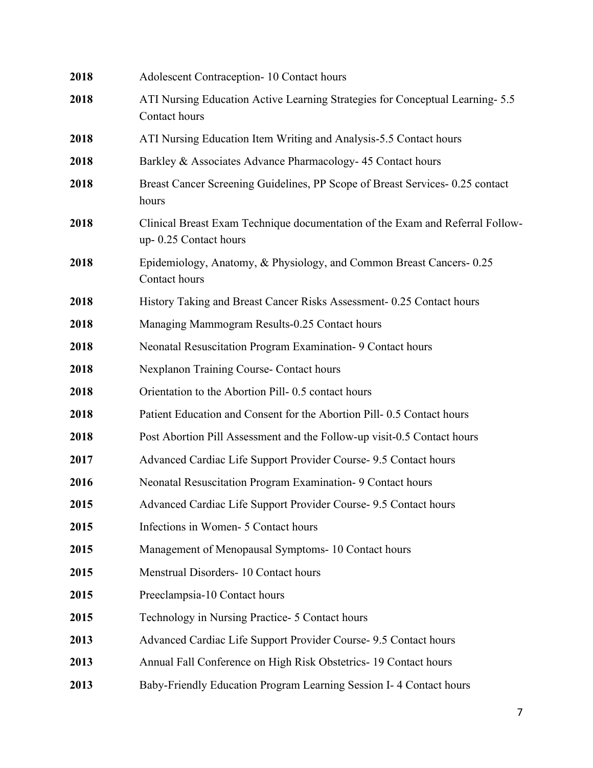**2018** Adolescent Contraception- 10 Contact hours

**2018** ATI Nursing Education Active Learning Strategies for Conceptual Learning- 5.5 Contact hours

**2018** ATI Nursing Education Item Writing and Analysis-5.5 Contact hours

**2018** Barkley & Associates Advance Pharmacology- 45 Contact hours

**2018** Breast Cancer Screening Guidelines, PP Scope of Breast Services- 0.25 contact hours

**2018** Clinical Breast Exam Technique documentation of the Exam and Referral Follow-up- 0.25 Contact hours

**2018** Epidemiology, Anatomy, & Physiology, and Common Breast Cancers- 0.25 Contact hours

**2018** History Taking and Breast Cancer Risks Assessment- 0.25 Contact hours

**2018** Managing Mammogram Results-0.25 Contact hours

**2018** Neonatal Resuscitation Program Examination- 9 Contact hours

**2018** Nexplanon Training Course- Contact hours

**2018** Orientation to the Abortion Pill- 0.5 contact hours

**2018** Patient Education and Consent for the Abortion Pill- 0.5 Contact hours

**2018** Post Abortion Pill Assessment and the Follow-up visit-0.5 Contact hours

**2017** Advanced Cardiac Life Support Provider Course- 9.5 Contact hours

**2016** Neonatal Resuscitation Program Examination- 9 Contact hours

**2015** Advanced Cardiac Life Support Provider Course- 9.5 Contact hours

**2015** Infections in Women- 5 Contact hours

**2015** Management of Menopausal Symptoms- 10 Contact hours

**2015** Menstrual Disorders- 10 Contact hours

**2015** Preeclampsia-10 Contact hours

**2015** Technology in Nursing Practice- 5 Contact hours

**2013** Advanced Cardiac Life Support Provider Course- 9.5 Contact hours

**2013** Annual Fall Conference on High Risk Obstetrics- 19 Contact hours

**2013** Baby-Friendly Education Program Learning Session I- 4 Contact hours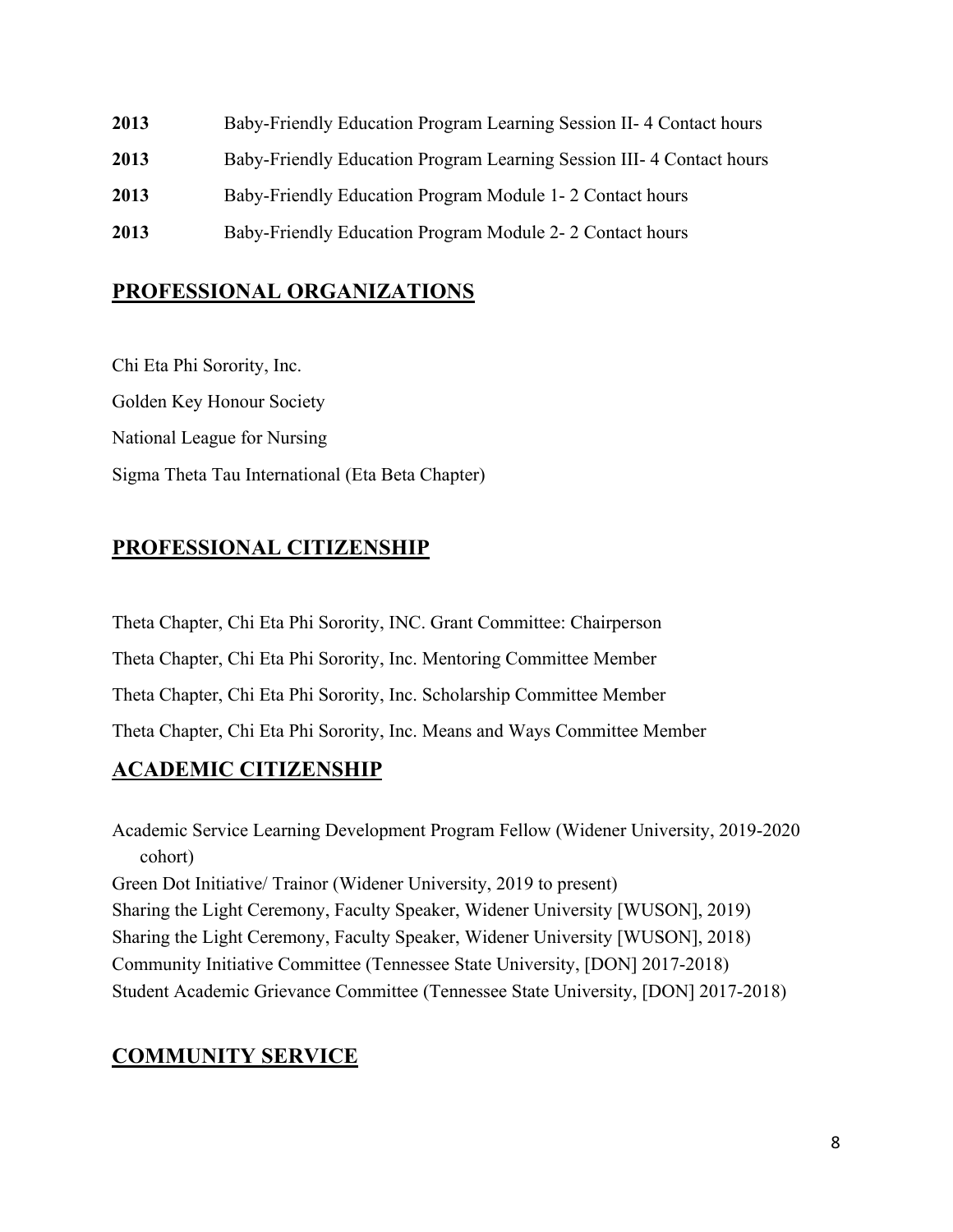**2013** Baby-Friendly Education Program Learning Session II- 4 Contact hours

**2013** Baby-Friendly Education Program Learning Session III- 4 Contact hours

**2013** Baby-Friendly Education Program Module 1- 2 Contact hours

**2013** Baby-Friendly Education Program Module 2- 2 Contact hours

## PROFESSIONAL ORGANIZATIONS

Chi Eta Phi Sorority, Inc.

Golden Key Honour Society

National League for Nursing

Sigma Theta Tau International (Eta Beta Chapter)

## PROFESSIONAL CITIZENSHIP

Theta Chapter, Chi Eta Phi Sorority, INC. Grant Committee: Chairperson

Theta Chapter, Chi Eta Phi Sorority, Inc. Mentoring Committee Member

Theta Chapter, Chi Eta Phi Sorority, Inc. Scholarship Committee Member

Theta Chapter, Chi Eta Phi Sorority, Inc. Means and Ways Committee Member

## ACADEMIC CITIZENSHIP

Academic Service Learning Development Program Fellow (Widener University, 2019-2020 cohort)

Green Dot Initiative/ Trainor (Widener University, 2019 to present)

Sharing the Light Ceremony, Faculty Speaker, Widener University [WUSON], 2019)

Sharing the Light Ceremony, Faculty Speaker, Widener University [WUSON], 2018)

Community Initiative Committee (Tennessee State University, [DON] 2017-2018)

Student Academic Grievance Committee (Tennessee State University, [DON] 2017-2018)

## COMMUNITY SERVICE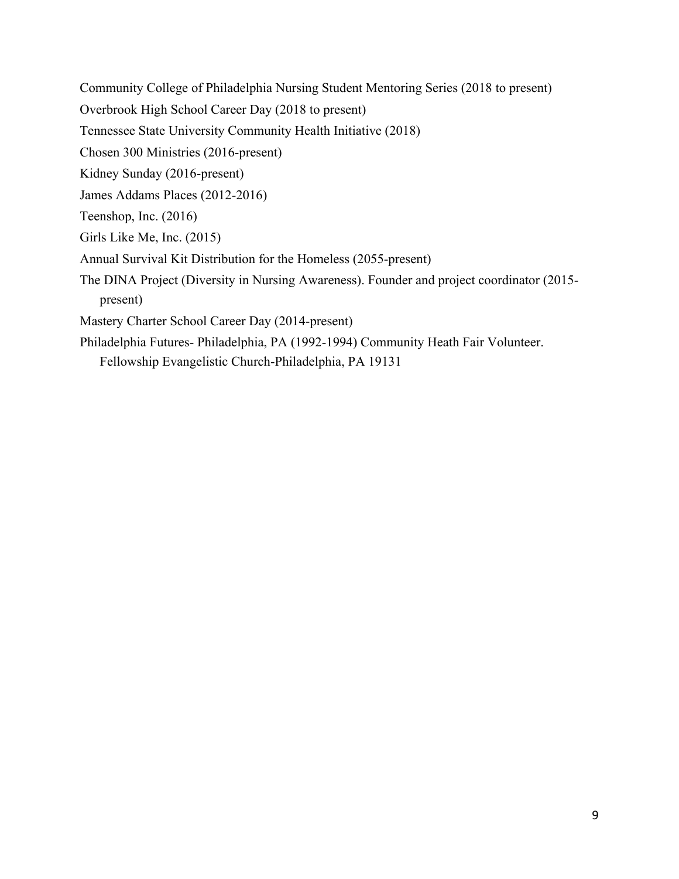Community College of Philadelphia Nursing Student Mentoring Series (2018 to present)

Overbrook High School Career Day (2018 to present)

Tennessee State University Community Health Initiative (2018)

Chosen 300 Ministries (2016-present)

Kidney Sunday (2016-present)

James Addams Places (2012-2016)

Teenshop, Inc. (2016)

Girls Like Me, Inc. (2015)

Annual Survival Kit Distribution for the Homeless (2055-present)

The DINA Project (Diversity in Nursing Awareness). Founder and project coordinator (2015-present)

Mastery Charter School Career Day (2014-present)

Philadelphia Futures- Philadelphia, PA (1992-1994) Community Heath Fair Volunteer. Fellowship Evangelistic Church-Philadelphia, PA 19131